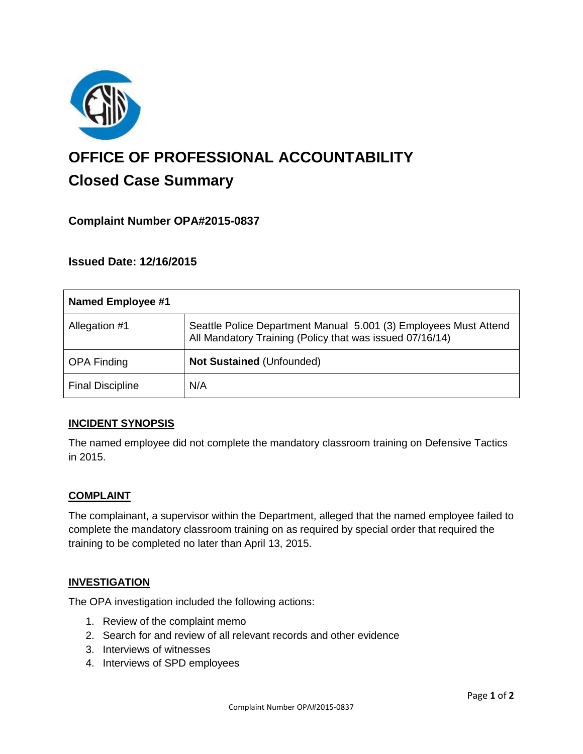# OFFICE OF PROFESSIONAL ACCOUNTABILITY

## Closed Case Summary

### Complaint Number OPA#2015-0837

### Issued Date: 12/16/2015

| Named Employee #1 | |
|---|---|
| Allegation #1 | Seattle Police Department Manual 5.001 (3) Employees Must Attend All Mandatory Training (Policy that was issued 07/16/14) |
| OPA Finding | **Not Sustained** (Unfounded) |
| Final Discipline | N/A |

**INCIDENT SYNOPSIS**

The named employee did not complete the mandatory classroom training on Defensive Tactics in 2015.

**COMPLAINT**

The complainant, a supervisor within the Department, alleged that the named employee failed to complete the mandatory classroom training on as required by special order that required the training to be completed no later than April 13, 2015.

**INVESTIGATION**

The OPA investigation included the following actions:

1. Review of the complaint memo
2. Search for and review of all relevant records and other evidence
3. Interviews of witnesses
4. Interviews of SPD employees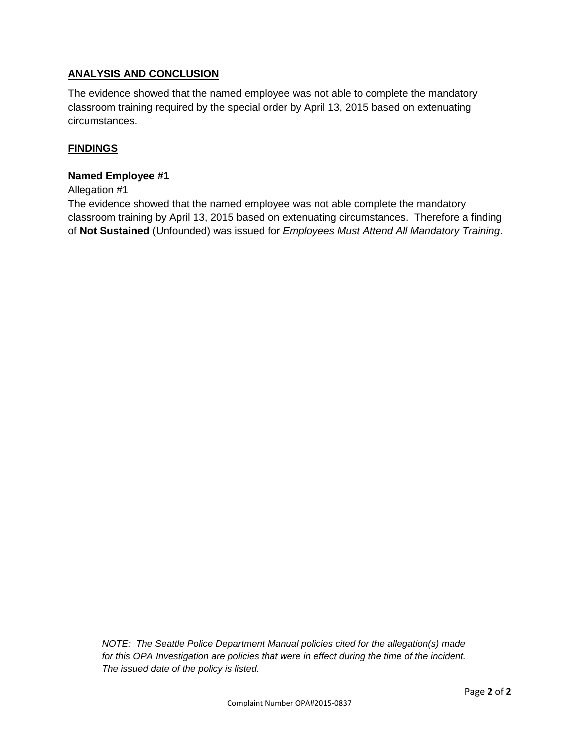## ANALYSIS AND CONCLUSION

The evidence showed that the named employee was not able to complete the mandatory classroom training required by the special order by April 13, 2015 based on extenuating circumstances.

## FINDINGS

**Named Employee #1**

Allegation #1

The evidence showed that the named employee was not able complete the mandatory classroom training by April 13, 2015 based on extenuating circumstances. Therefore a finding of **Not Sustained** (Unfounded) was issued for *Employees Must Attend All Mandatory Training*.

*NOTE: The Seattle Police Department Manual policies cited for the allegation(s) made for this OPA Investigation are policies that were in effect during the time of the incident. The issued date of the policy is listed.*

Complaint Number OPA#2015-0837